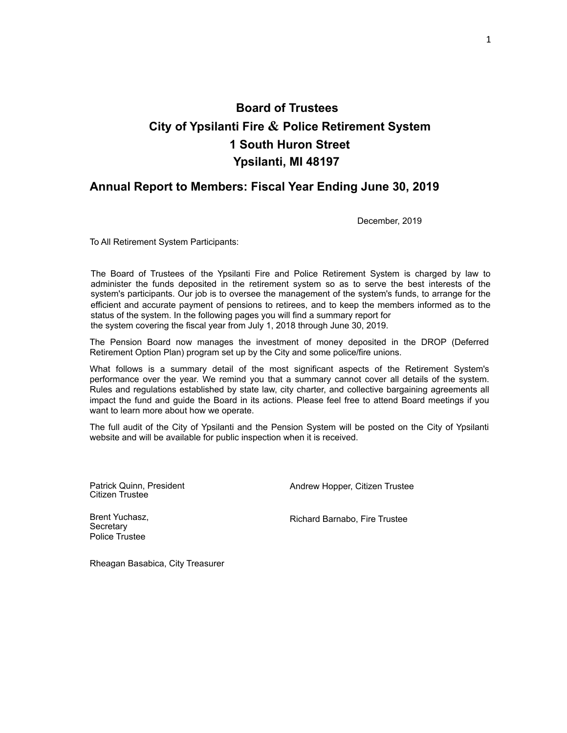# Board of Trustees
# City of Ypsilanti Fire & Police Retirement System
# 1 South Huron Street
# Ypsilanti, MI 48197

## Annual Report to Members: Fiscal Year Ending June 30, 2019

December, 2019

To All Retirement System Participants:

The Board of Trustees of the Ypsilanti Fire and Police Retirement System is charged by law to administer the funds deposited in the retirement system so as to serve the best interests of the system's participants. Our job is to oversee the management of the system's funds, to arrange for the efficient and accurate payment of pensions to retirees, and to keep the members informed as to the status of the system. In the following pages you will find a summary report for the system covering the fiscal year from July 1, 2018 through June 30, 2019.

The Pension Board now manages the investment of money deposited in the DROP (Deferred Retirement Option Plan) program set up by the City and some police/fire unions.

What follows is a summary detail of the most significant aspects of the Retirement System's performance over the year. We remind you that a summary cannot cover all details of the system. Rules and regulations established by state law, city charter, and collective bargaining agreements all impact the fund and guide the Board in its actions. Please feel free to attend Board meetings if you want to learn more about how we operate.

The full audit of the City of Ypsilanti and the Pension System will be posted on the City of Ypsilanti website and will be available for public inspection when it is received.

Patrick Quinn, President
Citizen Trustee

Andrew Hopper, Citizen Trustee

Brent Yuchasz,
Secretary
Police Trustee

Richard Barnabo, Fire Trustee

Rheagan Basabica, City Treasurer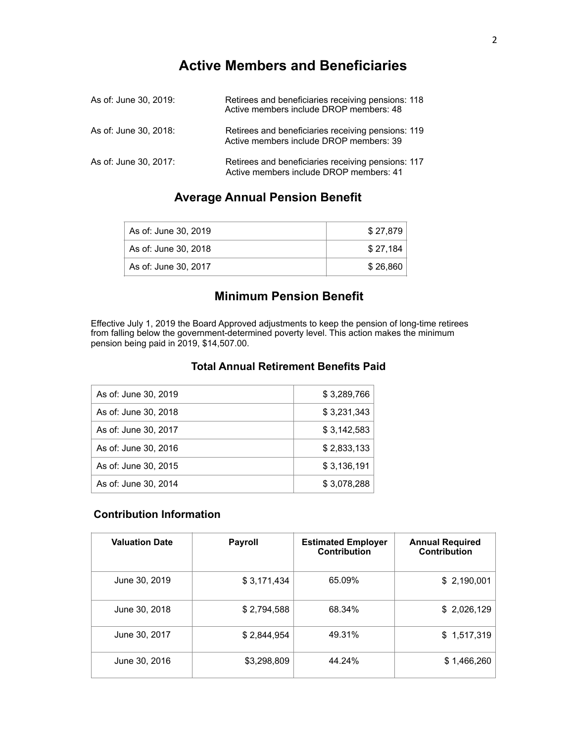# Active Members and Beneficiaries

As of: June 30, 2019: Retirees and beneficiaries receiving pensions: 118
Active members include DROP members: 48

As of: June 30, 2018: Retirees and beneficiaries receiving pensions: 119
Active members include DROP members: 39

As of: June 30, 2017: Retirees and beneficiaries receiving pensions: 117
Active members include DROP members: 41

## Average Annual Pension Benefit

| | |
|---|---:|
| As of: June 30, 2019 | $ 27,879 |
| As of: June 30, 2018 | $ 27,184 |
| As of: June 30, 2017 | $ 26,860 |

## Minimum Pension Benefit

Effective July 1, 2019 the Board Approved adjustments to keep the pension of long-time retirees from falling below the government-determined poverty level. This action makes the minimum pension being paid in 2019, $14,507.00.

### Total Annual Retirement Benefits Paid

| | |
|---|---:|
| As of: June 30, 2019 | $ 3,289,766 |
| As of: June 30, 2018 | $ 3,231,343 |
| As of: June 30, 2017 | $ 3,142,583 |
| As of: June 30, 2016 | $ 2,833,133 |
| As of: June 30, 2015 | $ 3,136,191 |
| As of: June 30, 2014 | $ 3,078,288 |

### Contribution Information

| Valuation Date | Payroll | Estimated Employer Contribution | Annual Required Contribution |
|---|---:|---|---:|
| June 30, 2019 | $ 3,171,434 | 65.09% | $ 2,190,001 |
| June 30, 2018 | $ 2,794,588 | 68.34% | $ 2,026,129 |
| June 30, 2017 | $ 2,844,954 | 49.31% | $ 1,517,319 |
| June 30, 2016 | $3,298,809 | 44.24% | $ 1,466,260 |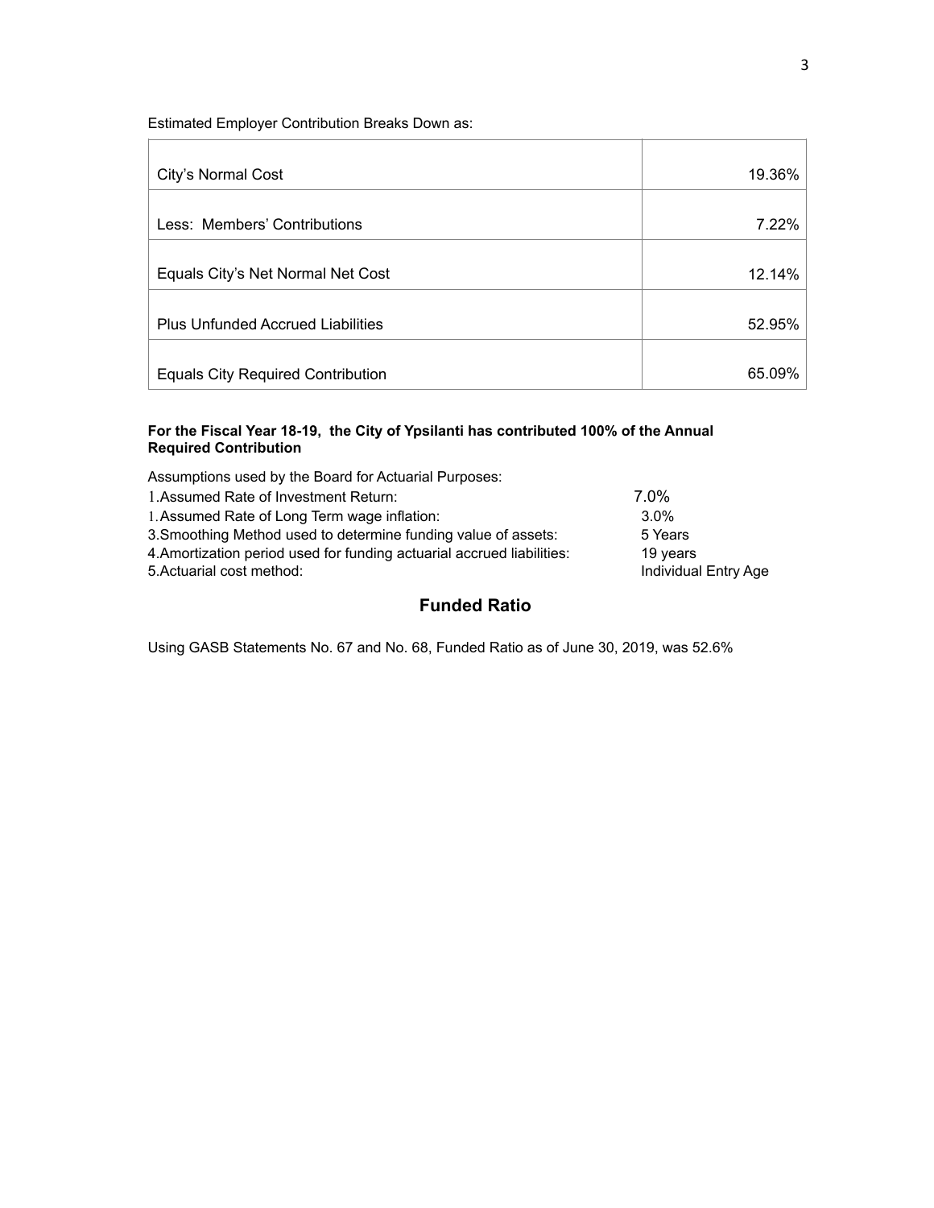Estimated Employer Contribution Breaks Down as:

| | |
|---|---|
| City's Normal Cost | 19.36% |
| Less: Members' Contributions | 7.22% |
| Equals City's Net Normal Net Cost | 12.14% |
| Plus Unfunded Accrued Liabilities | 52.95% |
| Equals City Required Contribution | 65.09% |

**For the Fiscal Year 18-19, the City of Ypsilanti has contributed 100% of the Annual Required Contribution**

Assumptions used by the Board for Actuarial Purposes:

1.Assumed Rate of Investment Return: 7.0%
1.Assumed Rate of Long Term wage inflation: 3.0%
3.Smoothing Method used to determine funding value of assets: 5 Years
4.Amortization period used for funding actuarial accrued liabilities: 19 years
5.Actuarial cost method: Individual Entry Age

## Funded Ratio

Using GASB Statements No. 67 and No. 68, Funded Ratio as of June 30, 2019, was 52.6%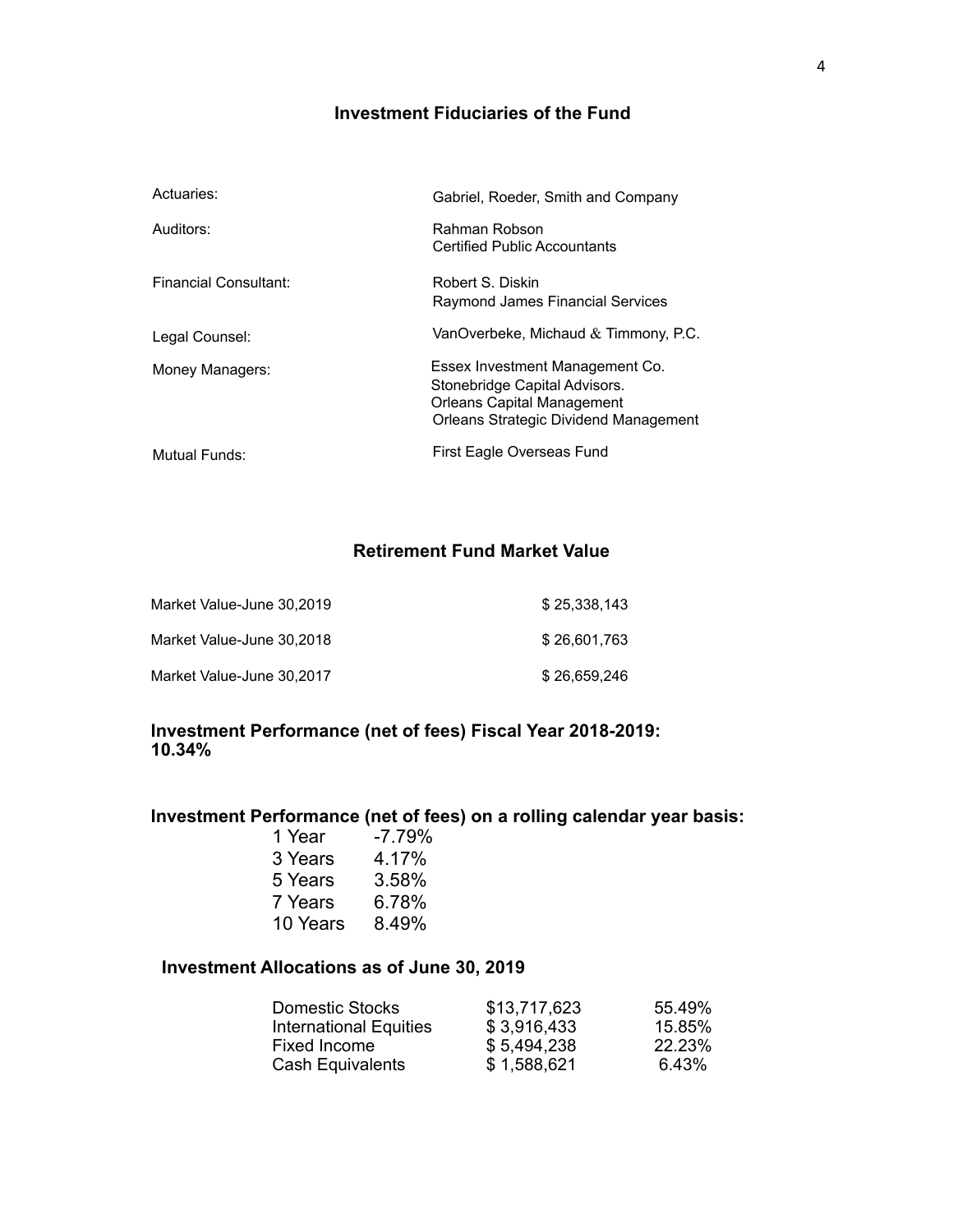## Investment Fiduciaries of the Fund

| | |
|---|---|
| Actuaries: | Gabriel, Roeder, Smith and Company |
| Auditors: | Rahman Robson<br>Certified Public Accountants |
| Financial Consultant: | Robert S. Diskin<br>Raymond James Financial Services |
| Legal Counsel: | VanOverbeke, Michaud & Timmony, P.C. |
| Money Managers: | Essex Investment Management Co.<br>Stonebridge Capital Advisors.<br>Orleans Capital Management<br>Orleans Strategic Dividend Management |
| Mutual Funds: | First Eagle Overseas Fund |

## Retirement Fund Market Value

| | |
|---|---|
| Market Value-June 30,2019 | $ 25,338,143 |
| Market Value-June 30,2018 | $ 26,601,763 |
| Market Value-June 30,2017 | $ 26,659,246 |

**Investment Performance (net of fees) Fiscal Year 2018-2019: 10.34%**

**Investment Performance (net of fees) on a rolling calendar year basis:**

| | |
|---|---|
| 1 Year | -7.79% |
| 3 Years | 4.17% |
| 5 Years | 3.58% |
| 7 Years | 6.78% |
| 10 Years | 8.49% |

**Investment Allocations as of June 30, 2019**

| | | |
|---|---|---|
| Domestic Stocks | $13,717,623 | 55.49% |
| International Equities | $ 3,916,433 | 15.85% |
| Fixed Income | $ 5,494,238 | 22.23% |
| Cash Equivalents | $ 1,588,621 | 6.43% |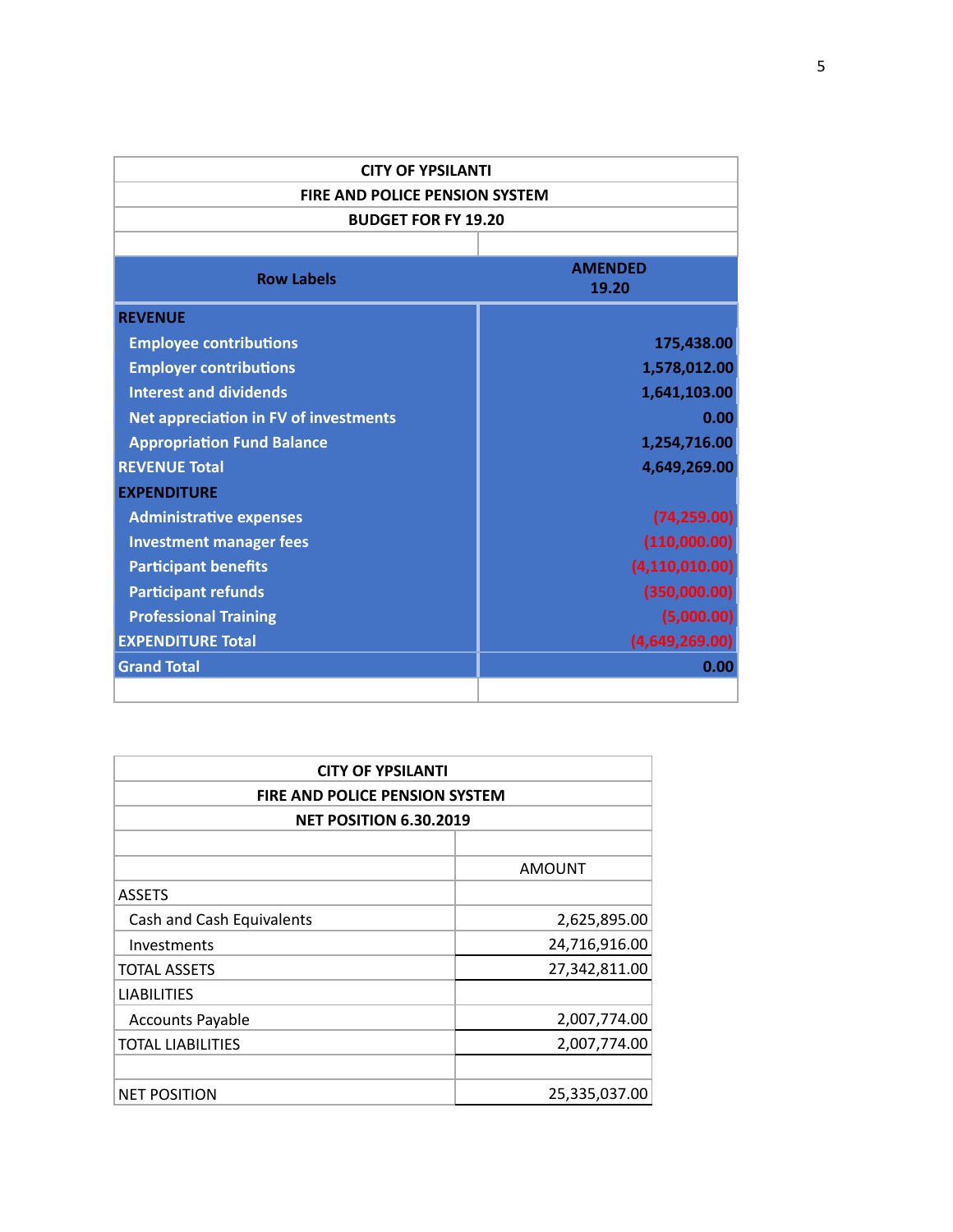| CITY OF YPSILANTI | |
|---|---|
| FIRE AND POLICE PENSION SYSTEM | |
| BUDGET FOR FY 19.20 | |
| | |
| **Row Labels** | **AMENDED 19.20** |
| **REVENUE** | |
| Employee contributions | 175,438.00 |
| Employer contributions | 1,578,012.00 |
| Interest and dividends | 1,641,103.00 |
| Net appreciation in FV of investments | 0.00 |
| Appropriation Fund Balance | 1,254,716.00 |
| **REVENUE Total** | 4,649,269.00 |
| **EXPENDITURE** | |
| Administrative expenses | (74,259.00) |
| Investment manager fees | (110,000.00) |
| Participant benefits | (4,110,010.00) |
| Participant refunds | (350,000.00) |
| Professional Training | (5,000.00) |
| **EXPENDITURE Total** | (4,649,269.00) |
| **Grand Total** | 0.00 |

| CITY OF YPSILANTI | |
|---|---|
| FIRE AND POLICE PENSION SYSTEM | |
| NET POSITION 6.30.2019 | |
| | |
| | AMOUNT |
| ASSETS | |
| Cash and Cash Equivalents | 2,625,895.00 |
| Investments | 24,716,916.00 |
| TOTAL ASSETS | 27,342,811.00 |
| LIABILITIES | |
| Accounts Payable | 2,007,774.00 |
| TOTAL LIABILITIES | 2,007,774.00 |
| | |
| NET POSITION | 25,335,037.00 |